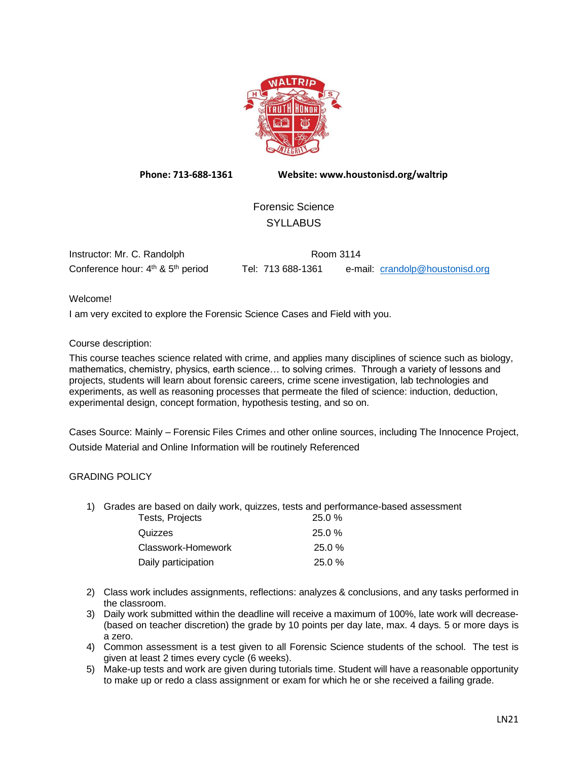**Phone: 713-688-1361** **Website: www.houstonisd.org/waltrip**

# Forensic Science
## SYLLABUS

Instructor: Mr. C. Randolph Room 3114
Conference hour: 4th & 5th period Tel: 713 688-1361 e-mail: crandolp@houstonisd.org

Welcome!

I am very excited to explore the Forensic Science Cases and Field with you.

Course description:

This course teaches science related with crime, and applies many disciplines of science such as biology, mathematics, chemistry, physics, earth science… to solving crimes. Through a variety of lessons and projects, students will learn about forensic careers, crime scene investigation, lab technologies and experiments, as well as reasoning processes that permeate the filed of science: induction, deduction, experimental design, concept formation, hypothesis testing, and so on.

Cases Source: Mainly – Forensic Files Crimes and other online sources, including The Innocence Project, Outside Material and Online Information will be routinely Referenced

GRADING POLICY

1) Grades are based on daily work, quizzes, tests and performance-based assessment

| | |
|---|---|
| Tests, Projects | 25.0 % |
| Quizzes | 25.0 % |
| Classwork-Homework | 25.0 % |
| Daily participation | 25.0 % |

2) Class work includes assignments, reflections: analyzes & conclusions, and any tasks performed in the classroom.
3) Daily work submitted within the deadline will receive a maximum of 100%, late work will decrease- (based on teacher discretion) the grade by 10 points per day late, max. 4 days. 5 or more days is a zero.
4) Common assessment is a test given to all Forensic Science students of the school. The test is given at least 2 times every cycle (6 weeks).
5) Make-up tests and work are given during tutorials time. Student will have a reasonable opportunity to make up or redo a class assignment or exam for which he or she received a failing grade.

LN21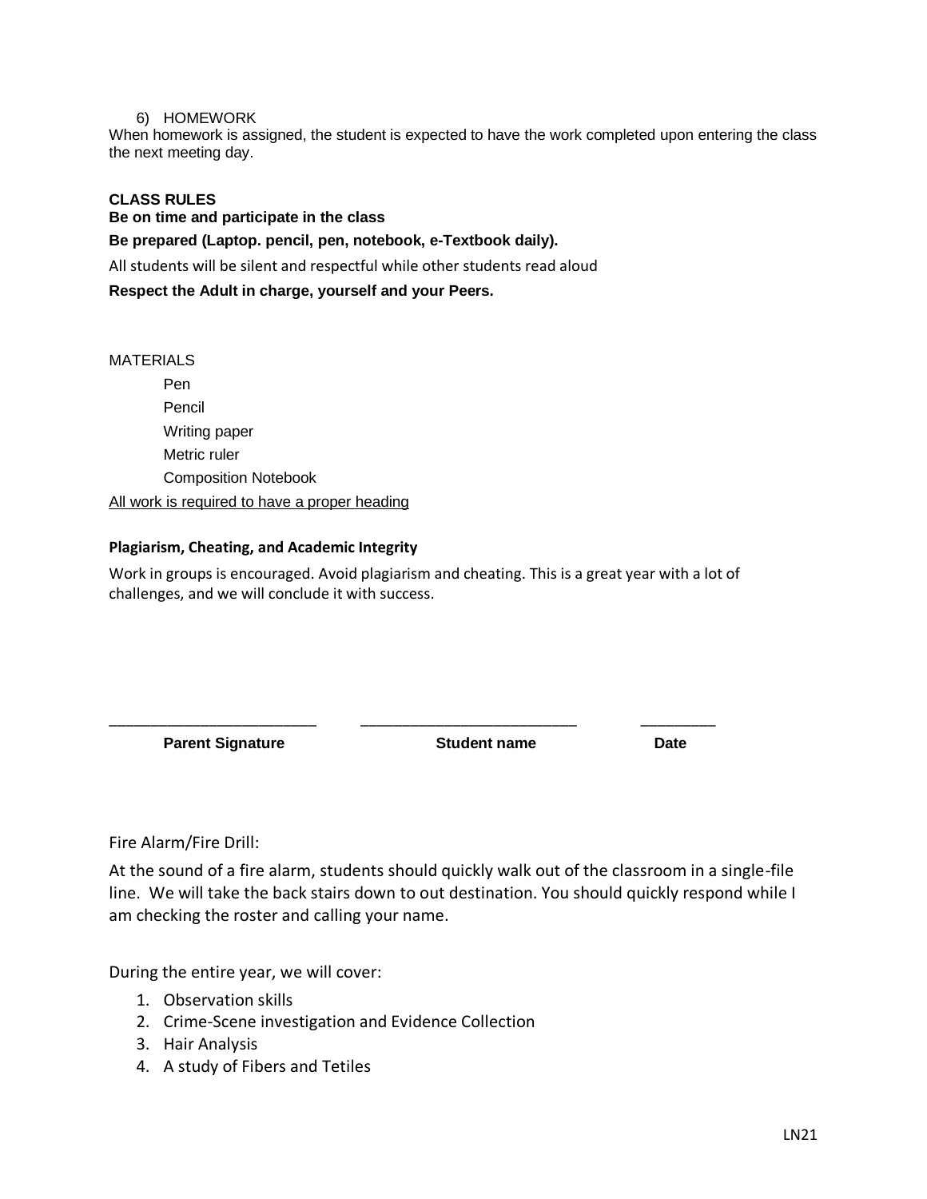6) HOMEWORK

When homework is assigned, the student is expected to have the work completed upon entering the class the next meeting day.

**CLASS RULES**

**Be on time and participate in the class**

**Be prepared (Laptop. pencil, pen, notebook, e-Textbook daily).**

All students will be silent and respectful while other students read aloud

**Respect the Adult in charge, yourself and your Peers.**

MATERIALS

- Pen
- Pencil
- Writing paper
- Metric ruler
- Composition Notebook

<u>All work is required to have a proper heading</u>

**Plagiarism, Cheating, and Academic Integrity**

Work in groups is encouraged. Avoid plagiarism and cheating. This is a great year with a lot of challenges, and we will conclude it with success.

________________________ ________________________ ________

**Parent Signature** **Student name** **Date**

Fire Alarm/Fire Drill:

At the sound of a fire alarm, students should quickly walk out of the classroom in a single-file line. We will take the back stairs down to out destination. You should quickly respond while I am checking the roster and calling your name.

During the entire year, we will cover:

1. Observation skills
2. Crime-Scene investigation and Evidence Collection
3. Hair Analysis
4. A study of Fibers and Tetiles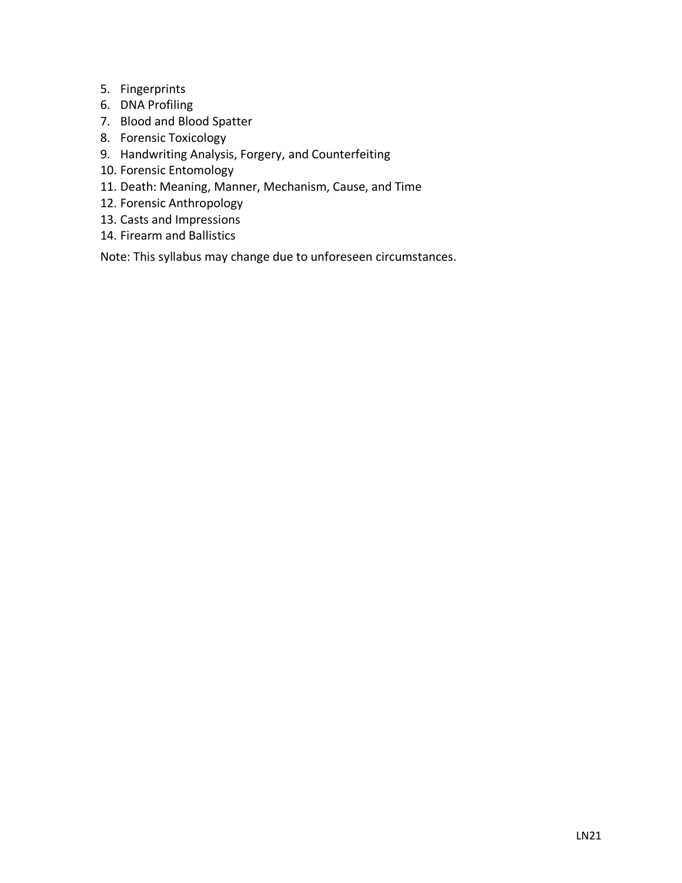5. Fingerprints
6. DNA Profiling
7. Blood and Blood Spatter
8. Forensic Toxicology
9. Handwriting Analysis, Forgery, and Counterfeiting
10. Forensic Entomology
11. Death: Meaning, Manner, Mechanism, Cause, and Time
12. Forensic Anthropology
13. Casts and Impressions
14. Firearm and Ballistics

Note: This syllabus may change due to unforeseen circumstances.